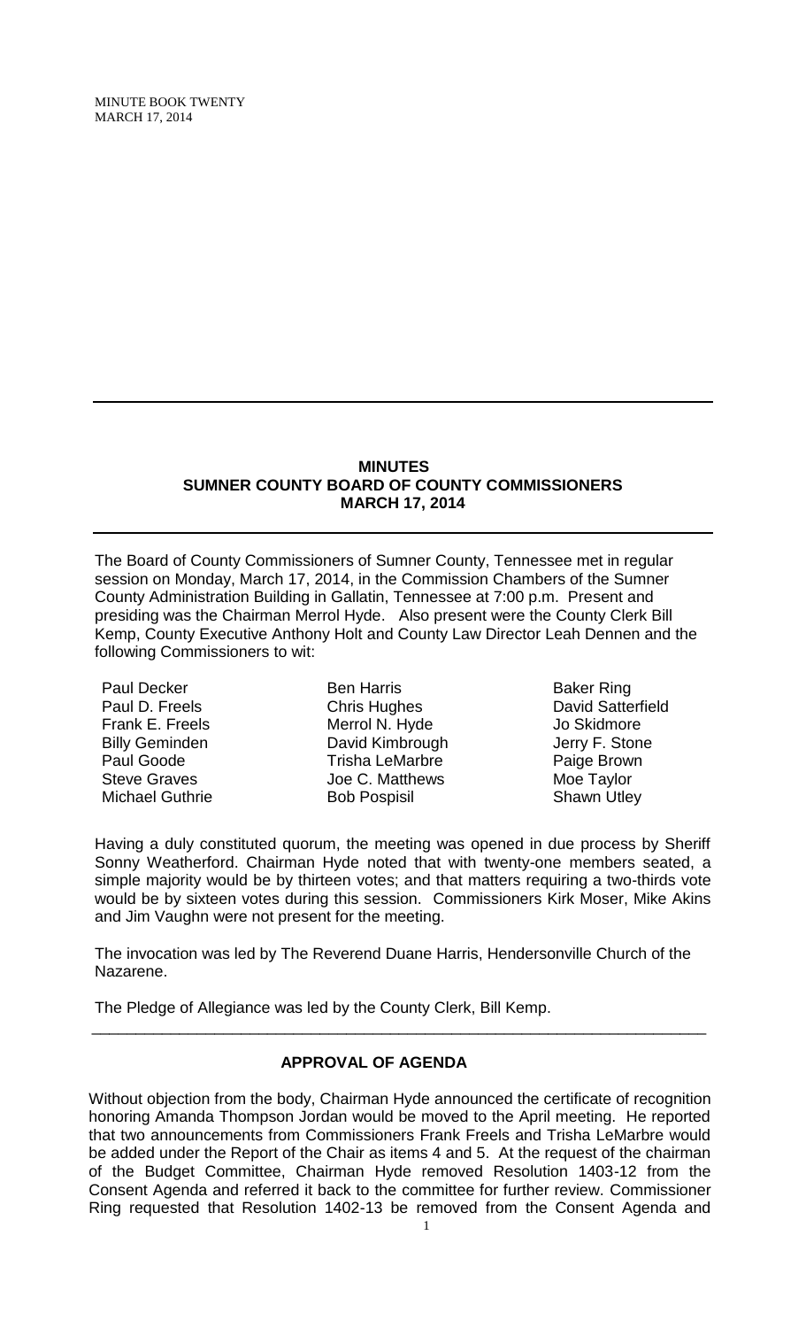## MINUTES
## SUMNER COUNTY BOARD OF COUNTY COMMISSIONERS
## MARCH 17, 2014

The Board of County Commissioners of Sumner County, Tennessee met in regular session on Monday, March 17, 2014, in the Commission Chambers of the Sumner County Administration Building in Gallatin, Tennessee at 7:00 p.m. Present and presiding was the Chairman Merrol Hyde. Also present were the County Clerk Bill Kemp, County Executive Anthony Holt and County Law Director Leah Dennen and the following Commissioners to wit:

| | | |
|---|---|---|
| Paul Decker | Ben Harris | Baker Ring |
| Paul D. Freels | Chris Hughes | David Satterfield |
| Frank E. Freels | Merrol N. Hyde | Jo Skidmore |
| Billy Geminden | David Kimbrough | Jerry F. Stone |
| Paul Goode | Trisha LeMarbre | Paige Brown |
| Steve Graves | Joe C. Matthews | Moe Taylor |
| Michael Guthrie | Bob Pospisil | Shawn Utley |

Having a duly constituted quorum, the meeting was opened in due process by Sheriff Sonny Weatherford. Chairman Hyde noted that with twenty-one members seated, a simple majority would be by thirteen votes; and that matters requiring a two-thirds vote would be by sixteen votes during this session. Commissioners Kirk Moser, Mike Akins and Jim Vaughn were not present for the meeting.

The invocation was led by The Reverend Duane Harris, Hendersonville Church of the Nazarene.

The Pledge of Allegiance was led by the County Clerk, Bill Kemp.

---

### APPROVAL OF AGENDA

Without objection from the body, Chairman Hyde announced the certificate of recognition honoring Amanda Thompson Jordan would be moved to the April meeting. He reported that two announcements from Commissioners Frank Freels and Trisha LeMarbre would be added under the Report of the Chair as items 4 and 5. At the request of the chairman of the Budget Committee, Chairman Hyde removed Resolution 1403-12 from the Consent Agenda and referred it back to the committee for further review. Commissioner Ring requested that Resolution 1402-13 be removed from the Consent Agenda and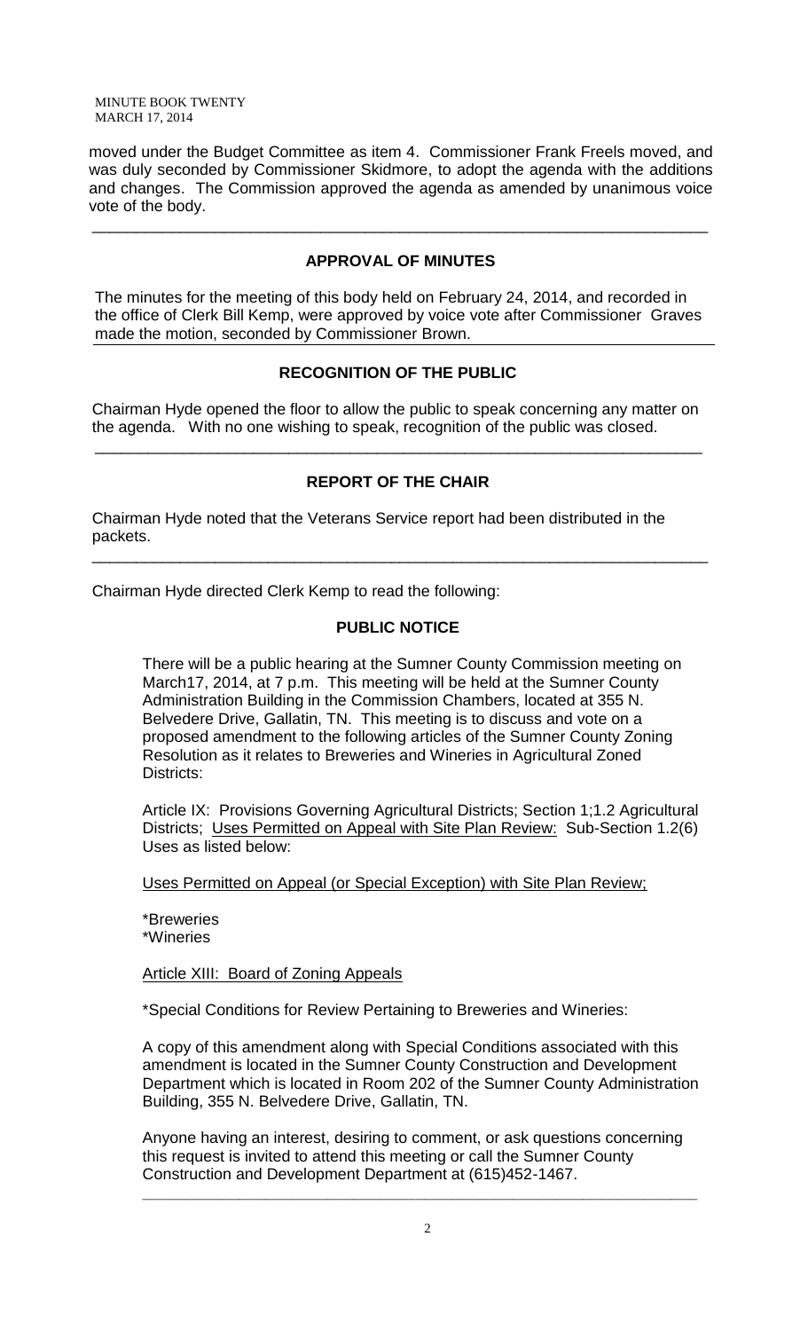moved under the Budget Committee as item 4. Commissioner Frank Freels moved, and was duly seconded by Commissioner Skidmore, to adopt the agenda with the additions and changes. The Commission approved the agenda as amended by unanimous voice vote of the body.

---

## APPROVAL OF MINUTES

The minutes for the meeting of this body held on February 24, 2014, and recorded in the office of Clerk Bill Kemp, were approved by voice vote after Commissioner Graves made the motion, seconded by Commissioner Brown.

---

## RECOGNITION OF THE PUBLIC

Chairman Hyde opened the floor to allow the public to speak concerning any matter on the agenda. With no one wishing to speak, recognition of the public was closed.

---

## REPORT OF THE CHAIR

Chairman Hyde noted that the Veterans Service report had been distributed in the packets.

---

Chairman Hyde directed Clerk Kemp to read the following:

## PUBLIC NOTICE

There will be a public hearing at the Sumner County Commission meeting on March17, 2014, at 7 p.m. This meeting will be held at the Sumner County Administration Building in the Commission Chambers, located at 355 N. Belvedere Drive, Gallatin, TN. This meeting is to discuss and vote on a proposed amendment to the following articles of the Sumner County Zoning Resolution as it relates to Breweries and Wineries in Agricultural Zoned Districts:

Article IX: Provisions Governing Agricultural Districts; Section 1;1.2 Agricultural Districts; Uses Permitted on Appeal with Site Plan Review: Sub-Section 1.2(6) Uses as listed below:

Uses Permitted on Appeal (or Special Exception) with Site Plan Review;

*Breweries
*Wineries

Article XIII: Board of Zoning Appeals

*Special Conditions for Review Pertaining to Breweries and Wineries:

A copy of this amendment along with Special Conditions associated with this amendment is located in the Sumner County Construction and Development Department which is located in Room 202 of the Sumner County Administration Building, 355 N. Belvedere Drive, Gallatin, TN.

Anyone having an interest, desiring to comment, or ask questions concerning this request is invited to attend this meeting or call the Sumner County Construction and Development Department at (615)452-1467.

---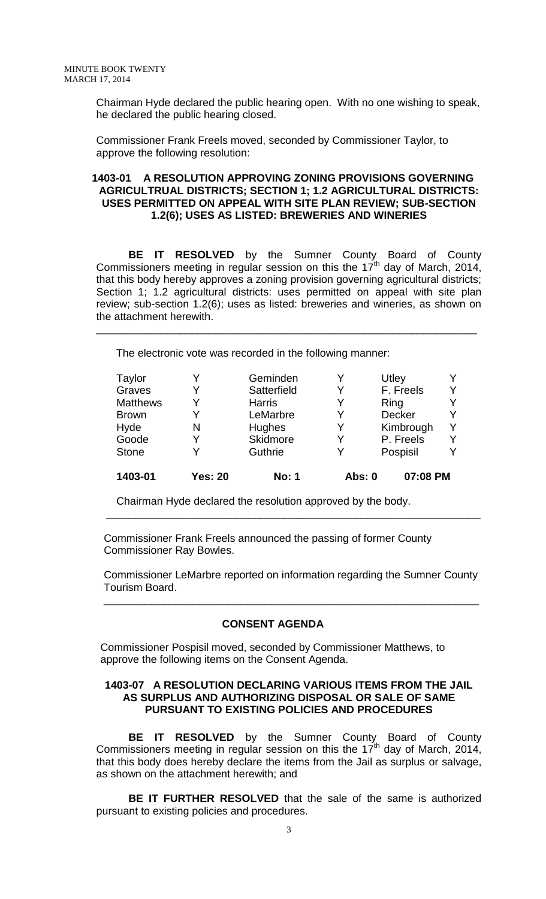Chairman Hyde declared the public hearing open. With no one wishing to speak, he declared the public hearing closed.

Commissioner Frank Freels moved, seconded by Commissioner Taylor, to approve the following resolution:

**1403-01 A RESOLUTION APPROVING ZONING PROVISIONS GOVERNING AGRICULTRUAL DISTRICTS; SECTION 1; 1.2 AGRICULTURAL DISTRICTS: USES PERMITTED ON APPEAL WITH SITE PLAN REVIEW; SUB-SECTION 1.2(6); USES AS LISTED: BREWERIES AND WINERIES**

**BE IT RESOLVED** by the Sumner County Board of County Commissioners meeting in regular session on this the 17th day of March, 2014, that this body hereby approves a zoning provision governing agricultural districts; Section 1; 1.2 agricultural districts: uses permitted on appeal with site plan review; sub-section 1.2(6); uses as listed: breweries and wineries, as shown on the attachment herewith.

---

The electronic vote was recorded in the following manner:

| | | | | | |
|---|---|---|---|---|---|
| Taylor | Y | Geminden | Y | Utley | Y |
| Graves | Y | Satterfield | Y | F. Freels | Y |
| Matthews | Y | Harris | Y | Ring | Y |
| Brown | Y | LeMarbre | Y | Decker | Y |
| Hyde | N | Hughes | Y | Kimbrough | Y |
| Goode | Y | Skidmore | Y | P. Freels | Y |
| Stone | Y | Guthrie | Y | Pospisil | Y |
| **1403-01** | **Yes: 20** | **No: 1** | **Abs: 0** | **07:08 PM** | |

Chairman Hyde declared the resolution approved by the body.

---

Commissioner Frank Freels announced the passing of former County Commissioner Ray Bowles.

Commissioner LeMarbre reported on information regarding the Sumner County Tourism Board.

---

## CONSENT AGENDA

Commissioner Pospisil moved, seconded by Commissioner Matthews, to approve the following items on the Consent Agenda.

**1403-07 A RESOLUTION DECLARING VARIOUS ITEMS FROM THE JAIL AS SURPLUS AND AUTHORIZING DISPOSAL OR SALE OF SAME PURSUANT TO EXISTING POLICIES AND PROCEDURES**

**BE IT RESOLVED** by the Sumner County Board of County Commissioners meeting in regular session on this the 17th day of March, 2014, that this body does hereby declare the items from the Jail as surplus or salvage, as shown on the attachment herewith; and

**BE IT FURTHER RESOLVED** that the sale of the same is authorized pursuant to existing policies and procedures.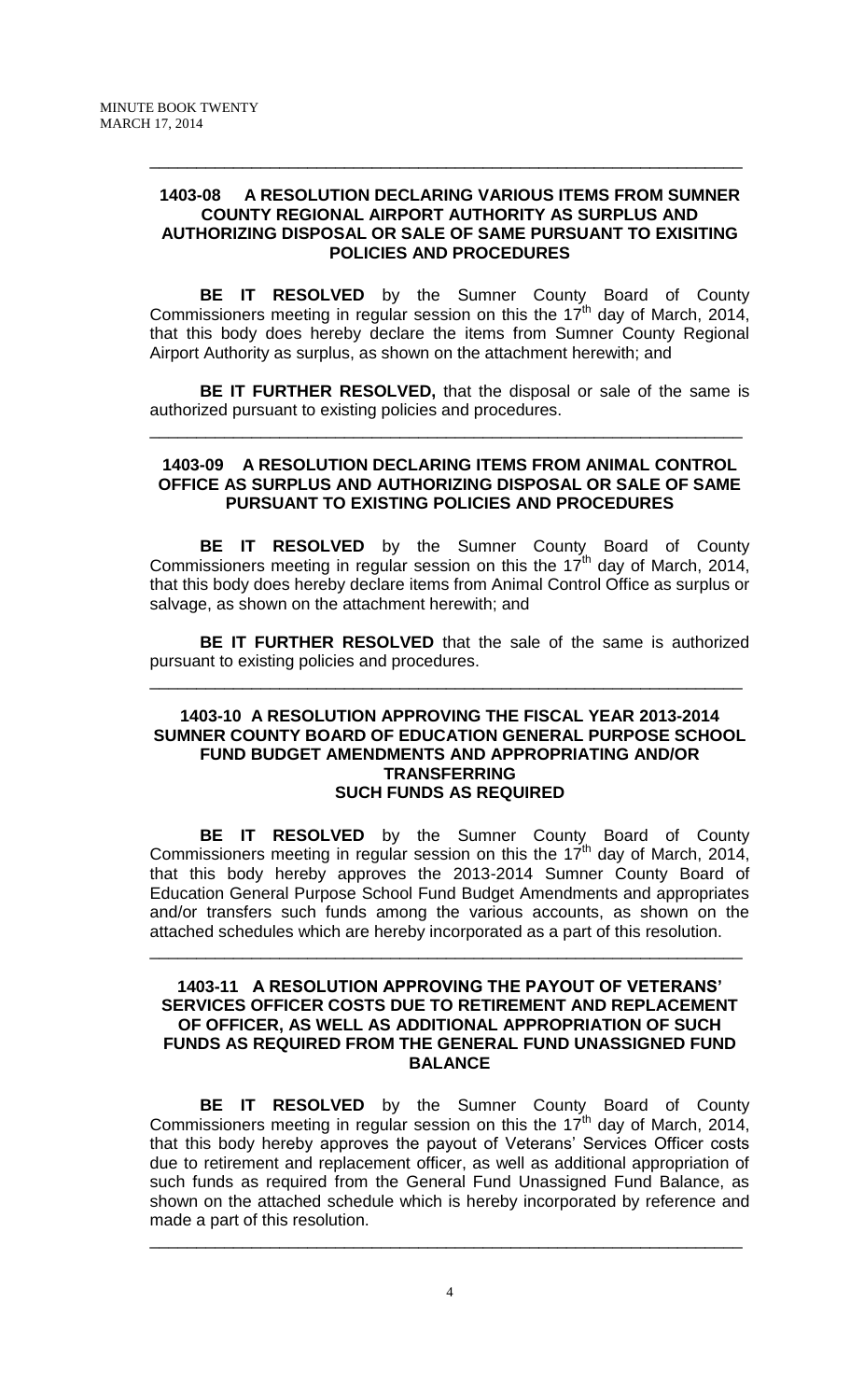**1403-08 A RESOLUTION DECLARING VARIOUS ITEMS FROM SUMNER COUNTY REGIONAL AIRPORT AUTHORITY AS SURPLUS AND AUTHORIZING DISPOSAL OR SALE OF SAME PURSUANT TO EXISITING POLICIES AND PROCEDURES**

**BE IT RESOLVED** by the Sumner County Board of County Commissioners meeting in regular session on this the 17th day of March, 2014, that this body does hereby declare the items from Sumner County Regional Airport Authority as surplus, as shown on the attachment herewith; and

**BE IT FURTHER RESOLVED,** that the disposal or sale of the same is authorized pursuant to existing policies and procedures.

---

**1403-09 A RESOLUTION DECLARING ITEMS FROM ANIMAL CONTROL OFFICE AS SURPLUS AND AUTHORIZING DISPOSAL OR SALE OF SAME PURSUANT TO EXISTING POLICIES AND PROCEDURES**

**BE IT RESOLVED** by the Sumner County Board of County Commissioners meeting in regular session on this the 17th day of March, 2014, that this body does hereby declare items from Animal Control Office as surplus or salvage, as shown on the attachment herewith; and

**BE IT FURTHER RESOLVED** that the sale of the same is authorized pursuant to existing policies and procedures.

---

**1403-10 A RESOLUTION APPROVING THE FISCAL YEAR 2013-2014 SUMNER COUNTY BOARD OF EDUCATION GENERAL PURPOSE SCHOOL FUND BUDGET AMENDMENTS AND APPROPRIATING AND/OR TRANSFERRING SUCH FUNDS AS REQUIRED**

**BE IT RESOLVED** by the Sumner County Board of County Commissioners meeting in regular session on this the 17th day of March, 2014, that this body hereby approves the 2013-2014 Sumner County Board of Education General Purpose School Fund Budget Amendments and appropriates and/or transfers such funds among the various accounts, as shown on the attached schedules which are hereby incorporated as a part of this resolution.

---

**1403-11 A RESOLUTION APPROVING THE PAYOUT OF VETERANS' SERVICES OFFICER COSTS DUE TO RETIREMENT AND REPLACEMENT OF OFFICER, AS WELL AS ADDITIONAL APPROPRIATION OF SUCH FUNDS AS REQUIRED FROM THE GENERAL FUND UNASSIGNED FUND BALANCE**

**BE IT RESOLVED** by the Sumner County Board of County Commissioners meeting in regular session on this the 17th day of March, 2014, that this body hereby approves the payout of Veterans' Services Officer costs due to retirement and replacement officer, as well as additional appropriation of such funds as required from the General Fund Unassigned Fund Balance, as shown on the attached schedule which is hereby incorporated by reference and made a part of this resolution.

---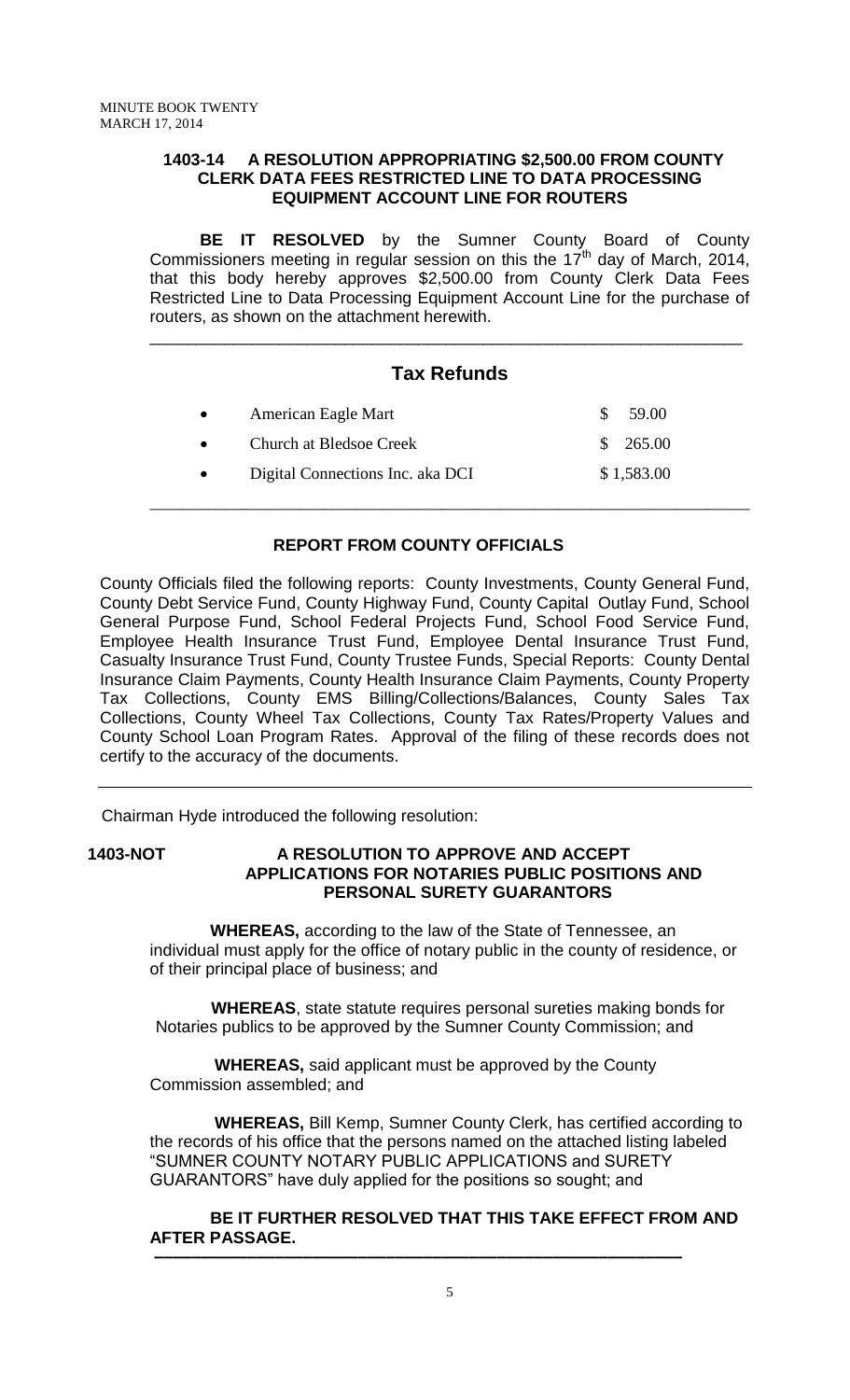**1403-14 A RESOLUTION APPROPRIATING $2,500.00 FROM COUNTY CLERK DATA FEES RESTRICTED LINE TO DATA PROCESSING EQUIPMENT ACCOUNT LINE FOR ROUTERS**

**BE IT RESOLVED** by the Sumner County Board of County Commissioners meeting in regular session on this the 17th day of March, 2014, that this body hereby approves $2,500.00 from County Clerk Data Fees Restricted Line to Data Processing Equipment Account Line for the purchase of routers, as shown on the attachment herewith.

---

## Tax Refunds

| | |
|---|---|
| American Eagle Mart | $ 59.00 |
| Church at Bledsoe Creek | $ 265.00 |
| Digital Connections Inc. aka DCI | $ 1,583.00 |

---

## REPORT FROM COUNTY OFFICIALS

County Officials filed the following reports: County Investments, County General Fund, County Debt Service Fund, County Highway Fund, County Capital Outlay Fund, School General Purpose Fund, School Federal Projects Fund, School Food Service Fund, Employee Health Insurance Trust Fund, Employee Dental Insurance Trust Fund, Casualty Insurance Trust Fund, County Trustee Funds, Special Reports: County Dental Insurance Claim Payments, County Health Insurance Claim Payments, County Property Tax Collections, County EMS Billing/Collections/Balances, County Sales Tax Collections, County Wheel Tax Collections, County Tax Rates/Property Values and County School Loan Program Rates. Approval of the filing of these records does not certify to the accuracy of the documents.

---

Chairman Hyde introduced the following resolution:

**1403-NOT A RESOLUTION TO APPROVE AND ACCEPT APPLICATIONS FOR NOTARIES PUBLIC POSITIONS AND PERSONAL SURETY GUARANTORS**

**WHEREAS,** according to the law of the State of Tennessee, an individual must apply for the office of notary public in the county of residence, or of their principal place of business; and

**WHEREAS**, state statute requires personal sureties making bonds for Notaries publics to be approved by the Sumner County Commission; and

**WHEREAS,** said applicant must be approved by the County Commission assembled; and

**WHEREAS,** Bill Kemp, Sumner County Clerk, has certified according to the records of his office that the persons named on the attached listing labeled "SUMNER COUNTY NOTARY PUBLIC APPLICATIONS and SURETY GUARANTORS" have duly applied for the positions so sought; and

**BE IT FURTHER RESOLVED THAT THIS TAKE EFFECT FROM AND AFTER PASSAGE.**

---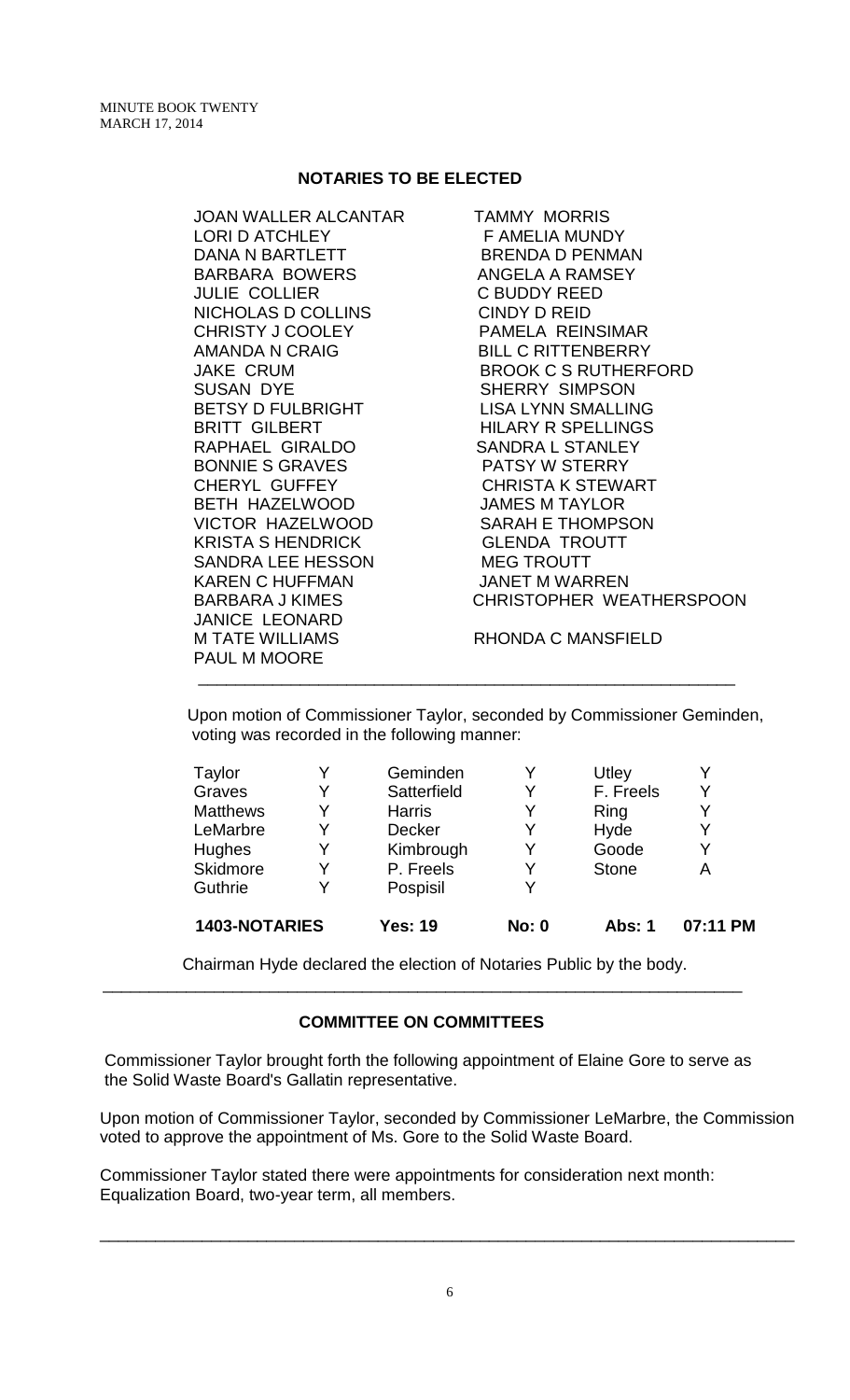## NOTARIES TO BE ELECTED

| | |
|---|---|
| JOAN WALLER ALCANTAR | TAMMY MORRIS |
| LORI D ATCHLEY | F AMELIA MUNDY |
| DANA N BARTLETT | BRENDA D PENMAN |
| BARBARA BOWERS | ANGELA A RAMSEY |
| JULIE COLLIER | C BUDDY REED |
| NICHOLAS D COLLINS | CINDY D REID |
| CHRISTY J COOLEY | PAMELA REINSIMAR |
| AMANDA N CRAIG | BILL C RITTENBERRY |
| JAKE CRUM | BROOK C S RUTHERFORD |
| SUSAN DYE | SHERRY SIMPSON |
| BETSY D FULBRIGHT | LISA LYNN SMALLING |
| BRITT GILBERT | HILARY R SPELLINGS |
| RAPHAEL GIRALDO | SANDRA L STANLEY |
| BONNIE S GRAVES | PATSY W STERRY |
| CHERYL GUFFEY | CHRISTA K STEWART |
| BETH HAZELWOOD | JAMES M TAYLOR |
| VICTOR HAZELWOOD | SARAH E THOMPSON |
| KRISTA S HENDRICK | GLENDA TROUTT |
| SANDRA LEE HESSON | MEG TROUTT |
| KAREN C HUFFMAN | JANET M WARREN |
| BARBARA J KIMES | CHRISTOPHER WEATHERSPOON |
| JANICE LEONARD | |
| M TATE WILLIAMS | RHONDA C MANSFIELD |
| PAUL M MOORE | |

Upon motion of Commissioner Taylor, seconded by Commissioner Geminden, voting was recorded in the following manner:

| | | | | | |
|---|---|---|---|---|---|
| Taylor | Y | Geminden | Y | Utley | Y |
| Graves | Y | Satterfield | Y | F. Freels | Y |
| Matthews | Y | Harris | Y | Ring | Y |
| LeMarbre | Y | Decker | Y | Hyde | Y |
| Hughes | Y | Kimbrough | Y | Goode | Y |
| Skidmore | Y | P. Freels | Y | Stone | A |
| Guthrie | Y | Pospisil | Y | | |

**1403-NOTARIES** **Yes: 19** **No: 0** **Abs: 1** **07:11 PM**

Chairman Hyde declared the election of Notaries Public by the body.

## COMMITTEE ON COMMITTEES

Commissioner Taylor brought forth the following appointment of Elaine Gore to serve as the Solid Waste Board's Gallatin representative.

Upon motion of Commissioner Taylor, seconded by Commissioner LeMarbre, the Commission voted to approve the appointment of Ms. Gore to the Solid Waste Board.

Commissioner Taylor stated there were appointments for consideration next month: Equalization Board, two-year term, all members.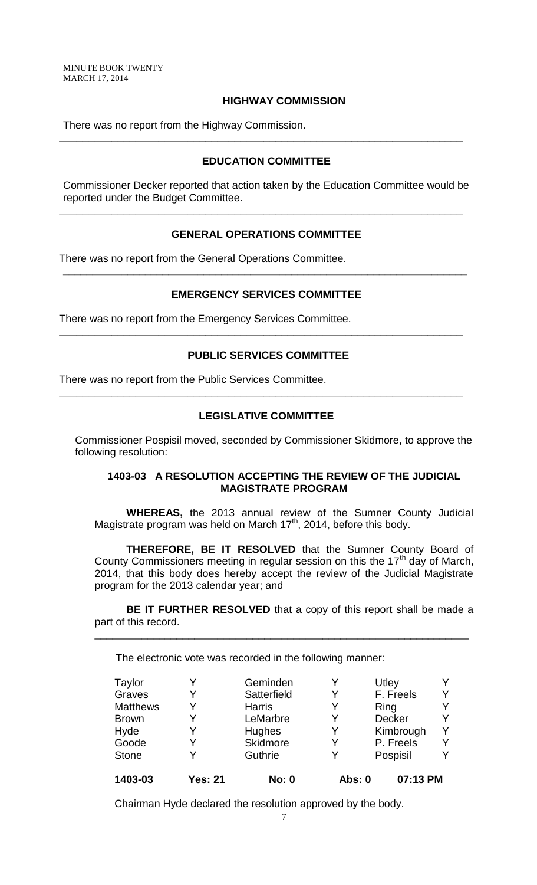MINUTE BOOK TWENTY
MARCH 17, 2014

## HIGHWAY COMMISSION

There was no report from the Highway Commission.

---

## EDUCATION COMMITTEE

Commissioner Decker reported that action taken by the Education Committee would be reported under the Budget Committee.

---

## GENERAL OPERATIONS COMMITTEE

There was no report from the General Operations Committee.

---

## EMERGENCY SERVICES COMMITTEE

There was no report from the Emergency Services Committee.

---

## PUBLIC SERVICES COMMITTEE

There was no report from the Public Services Committee.

---

## LEGISLATIVE COMMITTEE

Commissioner Pospisil moved, seconded by Commissioner Skidmore, to approve the following resolution:

### 1403-03 A RESOLUTION ACCEPTING THE REVIEW OF THE JUDICIAL MAGISTRATE PROGRAM

**WHEREAS,** the 2013 annual review of the Sumner County Judicial Magistrate program was held on March 17th, 2014, before this body.

**THEREFORE, BE IT RESOLVED** that the Sumner County Board of County Commissioners meeting in regular session on this the 17th day of March, 2014, that this body does hereby accept the review of the Judicial Magistrate program for the 2013 calendar year; and

**BE IT FURTHER RESOLVED** that a copy of this report shall be made a part of this record.

---

The electronic vote was recorded in the following manner:

| | | | | | |
|---|---|---|---|---|---|
| Taylor | Y | Geminden | Y | Utley | Y |
| Graves | Y | Satterfield | Y | F. Freels | Y |
| Matthews | Y | Harris | Y | Ring | Y |
| Brown | Y | LeMarbre | Y | Decker | Y |
| Hyde | Y | Hughes | Y | Kimbrough | Y |
| Goode | Y | Skidmore | Y | P. Freels | Y |
| Stone | Y | Guthrie | Y | Pospisil | Y |
| **1403-03** | **Yes: 21** | **No: 0** | **Abs: 0** | **07:13 PM** | |

Chairman Hyde declared the resolution approved by the body.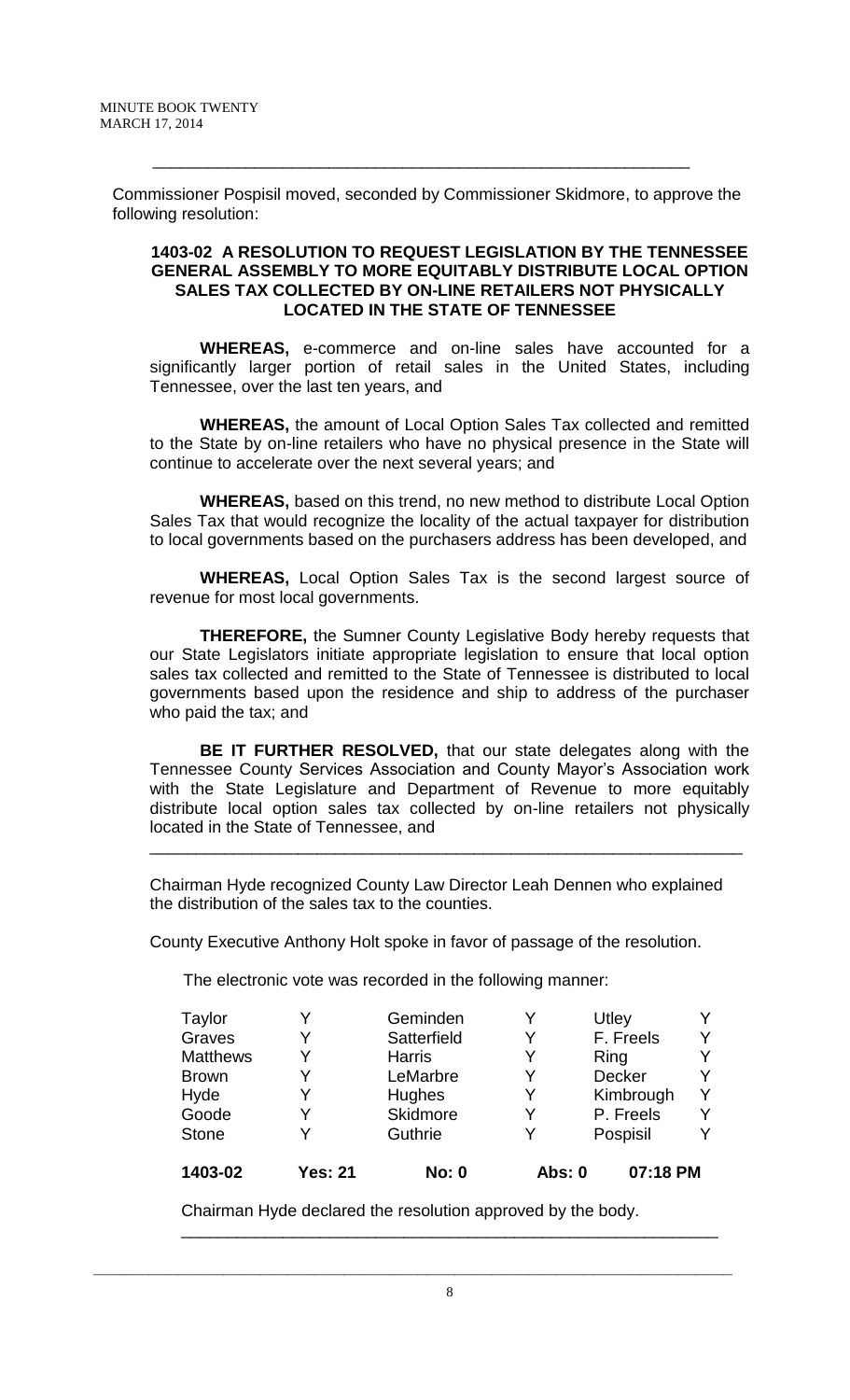Commissioner Pospisil moved, seconded by Commissioner Skidmore, to approve the following resolution:

**1403-02 A RESOLUTION TO REQUEST LEGISLATION BY THE TENNESSEE GENERAL ASSEMBLY TO MORE EQUITABLY DISTRIBUTE LOCAL OPTION SALES TAX COLLECTED BY ON-LINE RETAILERS NOT PHYSICALLY LOCATED IN THE STATE OF TENNESSEE**

**WHEREAS,** e-commerce and on-line sales have accounted for a significantly larger portion of retail sales in the United States, including Tennessee, over the last ten years, and

**WHEREAS,** the amount of Local Option Sales Tax collected and remitted to the State by on-line retailers who have no physical presence in the State will continue to accelerate over the next several years; and

**WHEREAS,** based on this trend, no new method to distribute Local Option Sales Tax that would recognize the locality of the actual taxpayer for distribution to local governments based on the purchasers address has been developed, and

**WHEREAS,** Local Option Sales Tax is the second largest source of revenue for most local governments.

**THEREFORE,** the Sumner County Legislative Body hereby requests that our State Legislators initiate appropriate legislation to ensure that local option sales tax collected and remitted to the State of Tennessee is distributed to local governments based upon the residence and ship to address of the purchaser who paid the tax; and

**BE IT FURTHER RESOLVED,** that our state delegates along with the Tennessee County Services Association and County Mayor's Association work with the State Legislature and Department of Revenue to more equitably distribute local option sales tax collected by on-line retailers not physically located in the State of Tennessee, and

---

Chairman Hyde recognized County Law Director Leah Dennen who explained the distribution of the sales tax to the counties.

County Executive Anthony Holt spoke in favor of passage of the resolution.

The electronic vote was recorded in the following manner:

| | | | | | |
|---|---|---|---|---|---|
| Taylor | Y | Geminden | Y | Utley | Y |
| Graves | Y | Satterfield | Y | F. Freels | Y |
| Matthews | Y | Harris | Y | Ring | Y |
| Brown | Y | LeMarbre | Y | Decker | Y |
| Hyde | Y | Hughes | Y | Kimbrough | Y |
| Goode | Y | Skidmore | Y | P. Freels | Y |
| Stone | Y | Guthrie | Y | Pospisil | Y |
| **1403-02** | **Yes: 21** | **No: 0** | **Abs: 0** | **07:18 PM** | |

Chairman Hyde declared the resolution approved by the body.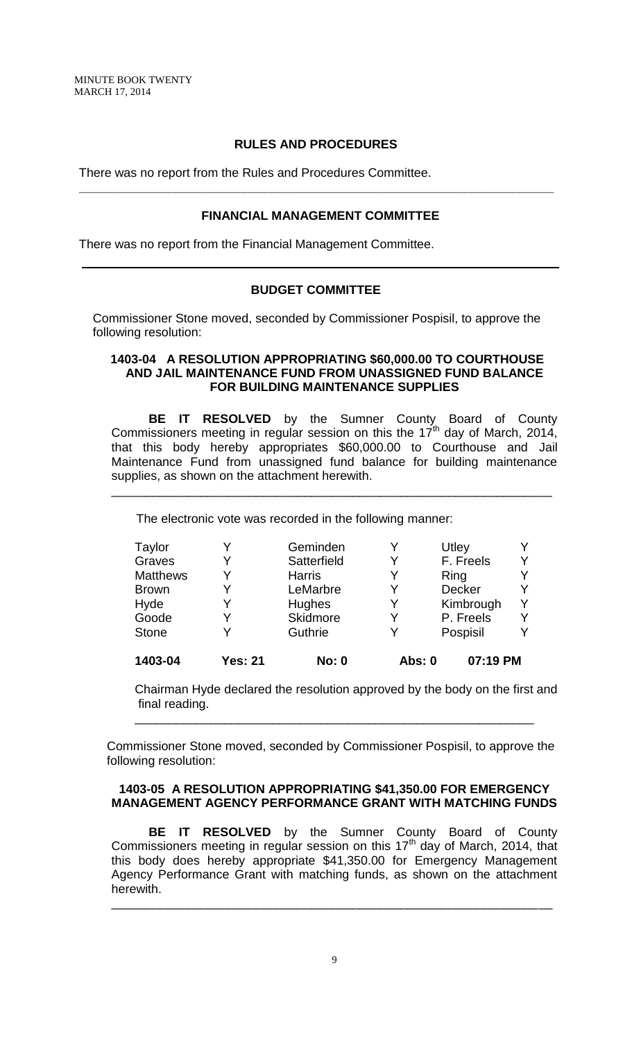## RULES AND PROCEDURES

There was no report from the Rules and Procedures Committee.

---

## FINANCIAL MANAGEMENT COMMITTEE

There was no report from the Financial Management Committee.

---

## BUDGET COMMITTEE

Commissioner Stone moved, seconded by Commissioner Pospisil, to approve the following resolution:

### 1403-04 A RESOLUTION APPROPRIATING $60,000.00 TO COURTHOUSE AND JAIL MAINTENANCE FUND FROM UNASSIGNED FUND BALANCE FOR BUILDING MAINTENANCE SUPPLIES

**BE IT RESOLVED** by the Sumner County Board of County Commissioners meeting in regular session on this the 17th day of March, 2014, that this body hereby appropriates $60,000.00 to Courthouse and Jail Maintenance Fund from unassigned fund balance for building maintenance supplies, as shown on the attachment herewith.

---

The electronic vote was recorded in the following manner:

| | | | | | |
|---|---|---|---|---|---|
| Taylor | Y | Geminden | Y | Utley | Y |
| Graves | Y | Satterfield | Y | F. Freels | Y |
| Matthews | Y | Harris | Y | Ring | Y |
| Brown | Y | LeMarbre | Y | Decker | Y |
| Hyde | Y | Hughes | Y | Kimbrough | Y |
| Goode | Y | Skidmore | Y | P. Freels | Y |
| Stone | Y | Guthrie | Y | Pospisil | Y |

**1403-04 Yes: 21 No: 0 Abs: 0 07:19 PM**

Chairman Hyde declared the resolution approved by the body on the first and final reading.

---

Commissioner Stone moved, seconded by Commissioner Pospisil, to approve the following resolution:

### 1403-05 A RESOLUTION APPROPRIATING $41,350.00 FOR EMERGENCY MANAGEMENT AGENCY PERFORMANCE GRANT WITH MATCHING FUNDS

**BE IT RESOLVED** by the Sumner County Board of County Commissioners meeting in regular session on this 17th day of March, 2014, that this body does hereby appropriate $41,350.00 for Emergency Management Agency Performance Grant with matching funds, as shown on the attachment herewith.

---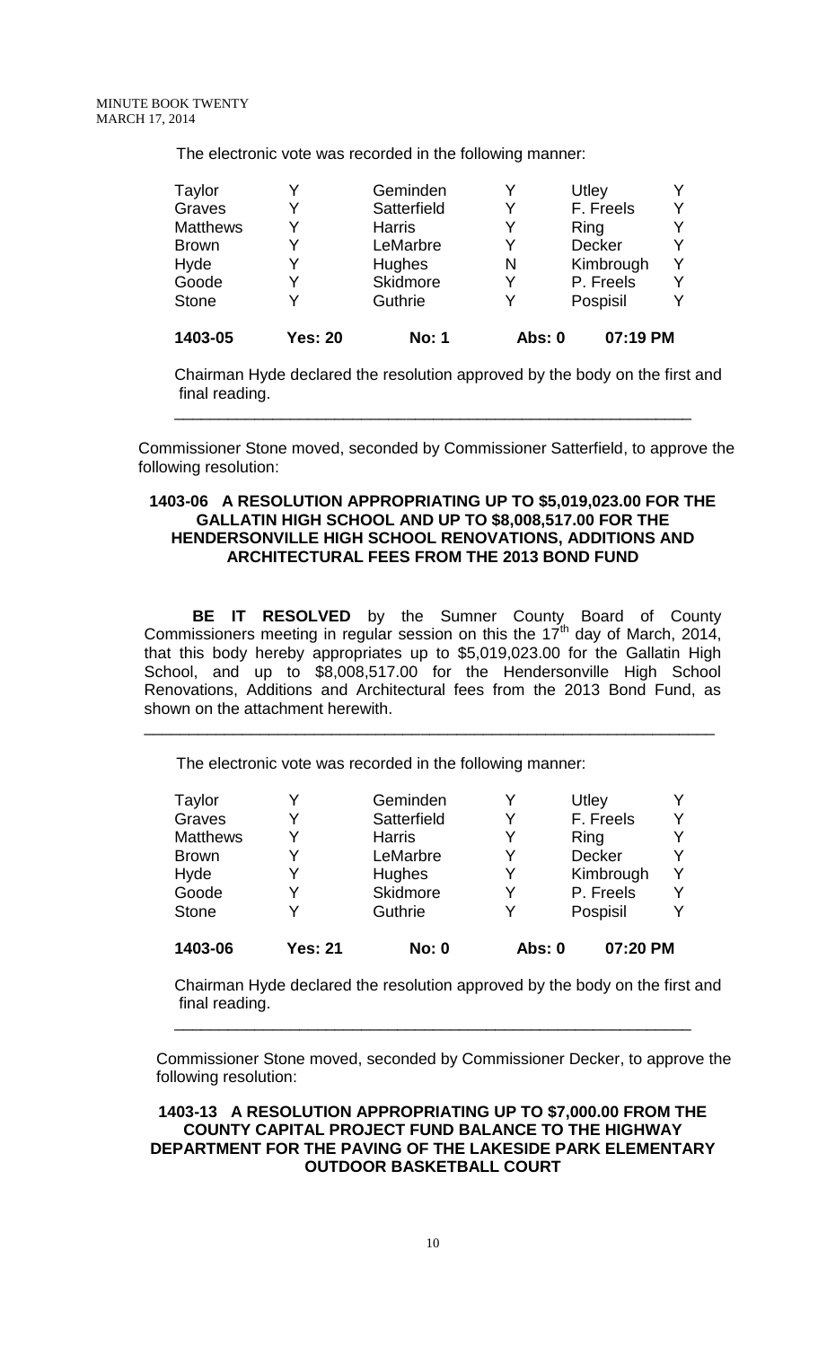The electronic vote was recorded in the following manner:

| | | | | | |
|---|---|---|---|---|---|
| Taylor | Y | Geminden | Y | Utley | Y |
| Graves | Y | Satterfield | Y | F. Freels | Y |
| Matthews | Y | Harris | Y | Ring | Y |
| Brown | Y | LeMarbre | Y | Decker | Y |
| Hyde | Y | Hughes | N | Kimbrough | Y |
| Goode | Y | Skidmore | Y | P. Freels | Y |
| Stone | Y | Guthrie | Y | Pospisil | Y |
| **1403-05** | **Yes: 20** | **No: 1** | **Abs: 0** | **07:19 PM** | |

Chairman Hyde declared the resolution approved by the body on the first and final reading.

---

Commissioner Stone moved, seconded by Commissioner Satterfield, to approve the following resolution:

**1403-06 A RESOLUTION APPROPRIATING UP TO $5,019,023.00 FOR THE GALLATIN HIGH SCHOOL AND UP TO $8,008,517.00 FOR THE HENDERSONVILLE HIGH SCHOOL RENOVATIONS, ADDITIONS AND ARCHITECTURAL FEES FROM THE 2013 BOND FUND**

**BE IT RESOLVED** by the Sumner County Board of County Commissioners meeting in regular session on this the 17th day of March, 2014, that this body hereby appropriates up to $5,019,023.00 for the Gallatin High School, and up to $8,008,517.00 for the Hendersonville High School Renovations, Additions and Architectural fees from the 2013 Bond Fund, as shown on the attachment herewith.

---

The electronic vote was recorded in the following manner:

| | | | | | |
|---|---|---|---|---|---|
| Taylor | Y | Geminden | Y | Utley | Y |
| Graves | Y | Satterfield | Y | F. Freels | Y |
| Matthews | Y | Harris | Y | Ring | Y |
| Brown | Y | LeMarbre | Y | Decker | Y |
| Hyde | Y | Hughes | Y | Kimbrough | Y |
| Goode | Y | Skidmore | Y | P. Freels | Y |
| Stone | Y | Guthrie | Y | Pospisil | Y |
| **1403-06** | **Yes: 21** | **No: 0** | **Abs: 0** | **07:20 PM** | |

Chairman Hyde declared the resolution approved by the body on the first and final reading.

---

Commissioner Stone moved, seconded by Commissioner Decker, to approve the following resolution:

**1403-13 A RESOLUTION APPROPRIATING UP TO $7,000.00 FROM THE COUNTY CAPITAL PROJECT FUND BALANCE TO THE HIGHWAY DEPARTMENT FOR THE PAVING OF THE LAKESIDE PARK ELEMENTARY OUTDOOR BASKETBALL COURT**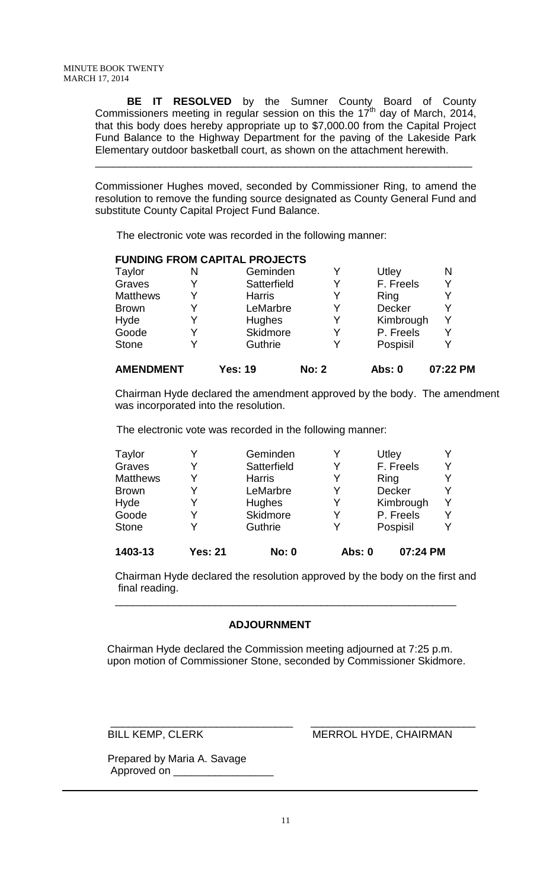**BE IT RESOLVED** by the Sumner County Board of County Commissioners meeting in regular session on this the 17th day of March, 2014, that this body does hereby appropriate up to $7,000.00 from the Capital Project Fund Balance to the Highway Department for the paving of the Lakeside Park Elementary outdoor basketball court, as shown on the attachment herewith.

---

Commissioner Hughes moved, seconded by Commissioner Ring, to amend the resolution to remove the funding source designated as County General Fund and substitute County Capital Project Fund Balance.

The electronic vote was recorded in the following manner:

**FUNDING FROM CAPITAL PROJECTS**

| | | | | | |
|---|---|---|---|---|---|
| Taylor | N | Geminden | Y | Utley | N |
| Graves | Y | Satterfield | Y | F. Freels | Y |
| Matthews | Y | Harris | Y | Ring | Y |
| Brown | Y | LeMarbre | Y | Decker | Y |
| Hyde | Y | Hughes | Y | Kimbrough | Y |
| Goode | Y | Skidmore | Y | P. Freels | Y |
| Stone | Y | Guthrie | Y | Pospisil | Y |
| **AMENDMENT** | **Yes: 19** | **No: 2** | | **Abs: 0** | **07:22 PM** |

Chairman Hyde declared the amendment approved by the body. The amendment was incorporated into the resolution.

The electronic vote was recorded in the following manner:

| | | | | | |
|---|---|---|---|---|---|
| Taylor | Y | Geminden | Y | Utley | Y |
| Graves | Y | Satterfield | Y | F. Freels | Y |
| Matthews | Y | Harris | Y | Ring | Y |
| Brown | Y | LeMarbre | Y | Decker | Y |
| Hyde | Y | Hughes | Y | Kimbrough | Y |
| Goode | Y | Skidmore | Y | P. Freels | Y |
| Stone | Y | Guthrie | Y | Pospisil | Y |
| **1403-13** | **Yes: 21** | **No: 0** | **Abs: 0** | **07:24 PM** | |

Chairman Hyde declared the resolution approved by the body on the first and final reading.

---

## ADJOURNMENT

Chairman Hyde declared the Commission meeting adjourned at 7:25 p.m. upon motion of Commissioner Stone, seconded by Commissioner Skidmore.

\_\_\_\_\_\_\_\_\_\_\_\_\_\_\_\_\_\_\_\_\_\_\_\_\_\_\_\_\_\_\_\_ \_\_\_\_\_\_\_\_\_\_\_\_\_\_\_\_\_\_\_\_\_\_\_\_\_\_\_\_\_\_\_\_

BILL KEMP, CLERK MERROL HYDE, CHAIRMAN

Prepared by Maria A. Savage
Approved on \_\_\_\_\_\_\_\_\_\_\_\_\_\_\_\_\_